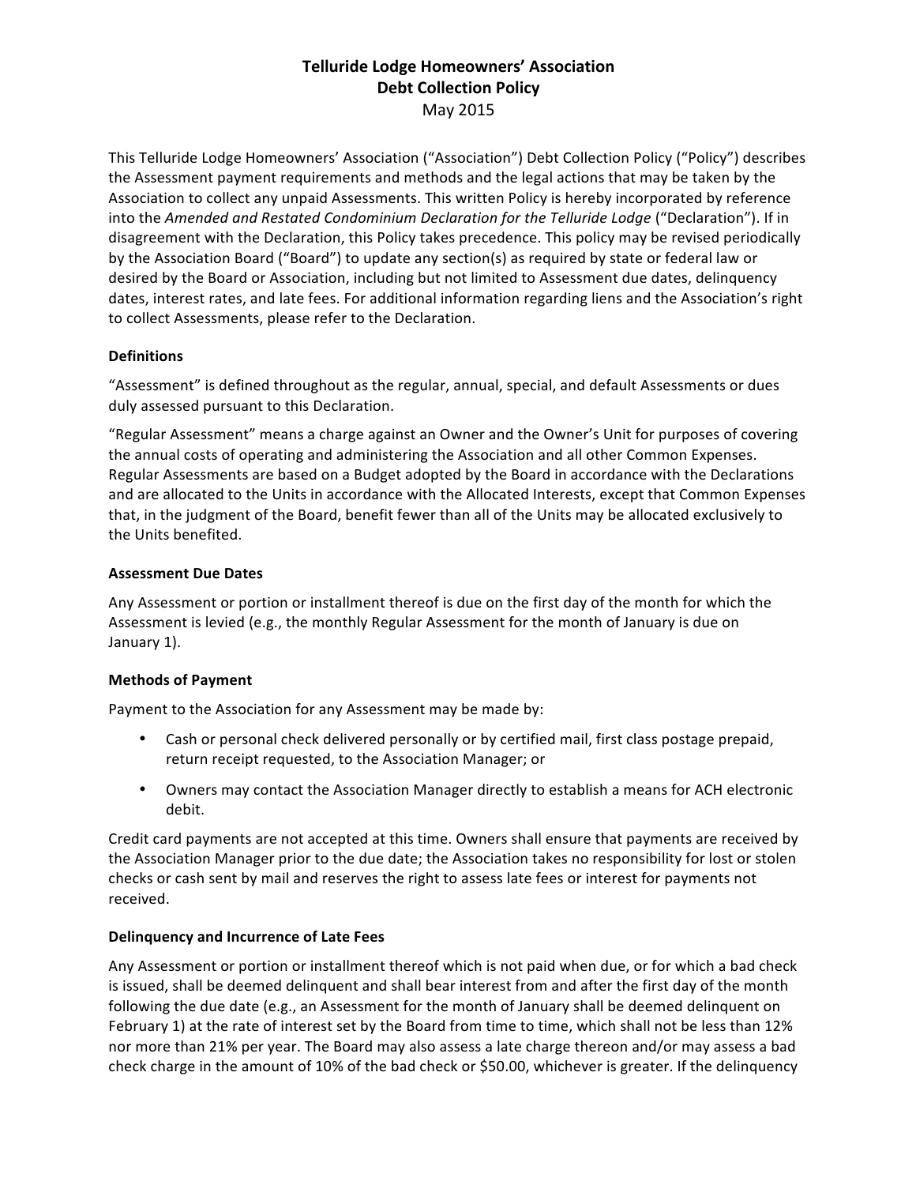# Telluride Lodge Homeowners' Association
## Debt Collection Policy
May 2015

This Telluride Lodge Homeowners' Association ("Association") Debt Collection Policy ("Policy") describes the Assessment payment requirements and methods and the legal actions that may be taken by the Association to collect any unpaid Assessments. This written Policy is hereby incorporated by reference into the *Amended and Restated Condominium Declaration for the Telluride Lodge* ("Declaration"). If in disagreement with the Declaration, this Policy takes precedence. This policy may be revised periodically by the Association Board ("Board") to update any section(s) as required by state or federal law or desired by the Board or Association, including but not limited to Assessment due dates, delinquency dates, interest rates, and late fees. For additional information regarding liens and the Association's right to collect Assessments, please refer to the Declaration.

### Definitions

"Assessment" is defined throughout as the regular, annual, special, and default Assessments or dues duly assessed pursuant to this Declaration.

"Regular Assessment" means a charge against an Owner and the Owner's Unit for purposes of covering the annual costs of operating and administering the Association and all other Common Expenses. Regular Assessments are based on a Budget adopted by the Board in accordance with the Declarations and are allocated to the Units in accordance with the Allocated Interests, except that Common Expenses that, in the judgment of the Board, benefit fewer than all of the Units may be allocated exclusively to the Units benefited.

### Assessment Due Dates

Any Assessment or portion or installment thereof is due on the first day of the month for which the Assessment is levied (e.g., the monthly Regular Assessment for the month of January is due on January 1).

### Methods of Payment

Payment to the Association for any Assessment may be made by:

- Cash or personal check delivered personally or by certified mail, first class postage prepaid, return receipt requested, to the Association Manager; or
- Owners may contact the Association Manager directly to establish a means for ACH electronic debit.

Credit card payments are not accepted at this time. Owners shall ensure that payments are received by the Association Manager prior to the due date; the Association takes no responsibility for lost or stolen checks or cash sent by mail and reserves the right to assess late fees or interest for payments not received.

### Delinquency and Incurrence of Late Fees

Any Assessment or portion or installment thereof which is not paid when due, or for which a bad check is issued, shall be deemed delinquent and shall bear interest from and after the first day of the month following the due date (e.g., an Assessment for the month of January shall be deemed delinquent on February 1) at the rate of interest set by the Board from time to time, which shall not be less than 12% nor more than 21% per year. The Board may also assess a late charge thereon and/or may assess a bad check charge in the amount of 10% of the bad check or $50.00, whichever is greater. If the delinquency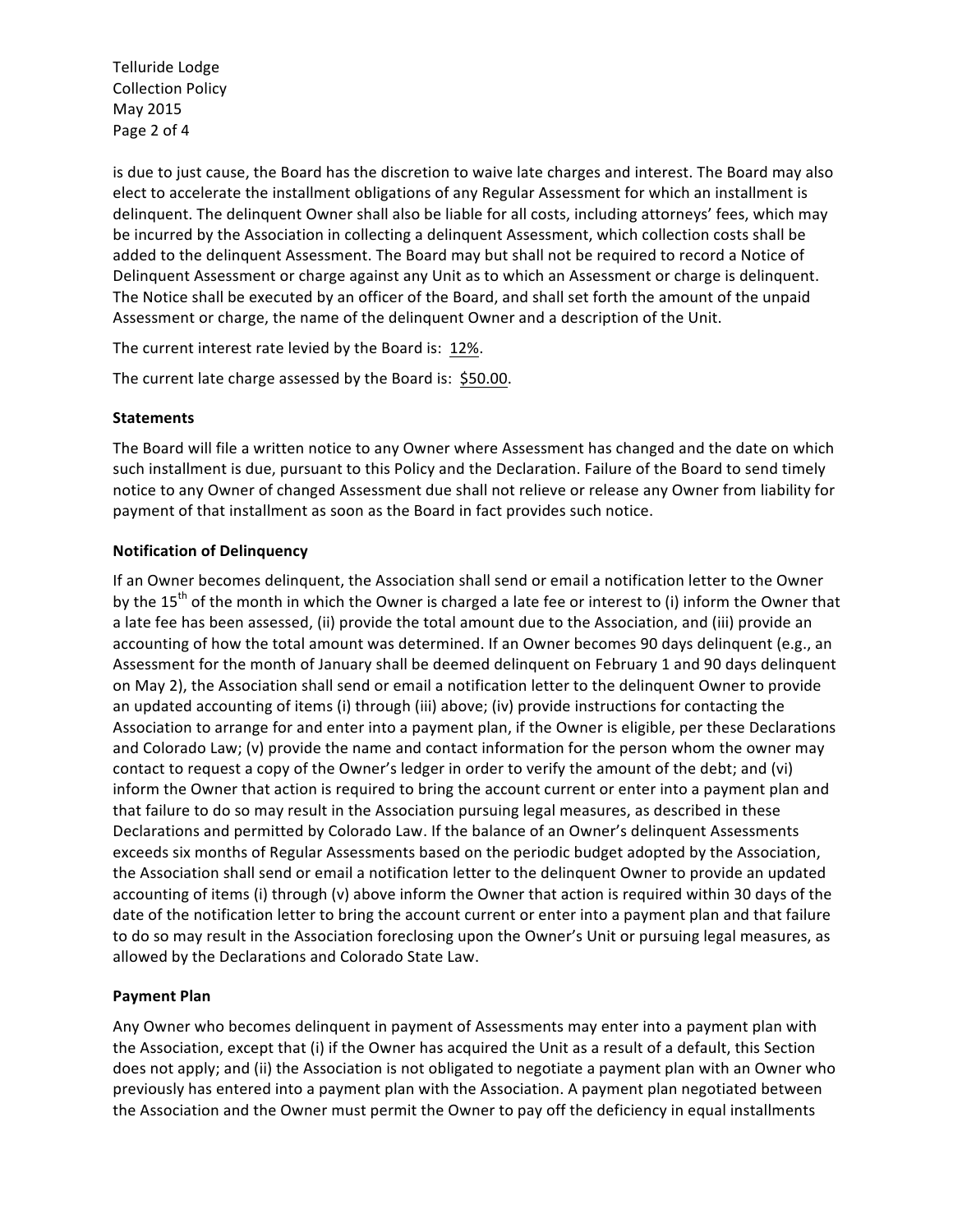is due to just cause, the Board has the discretion to waive late charges and interest. The Board may also elect to accelerate the installment obligations of any Regular Assessment for which an installment is delinquent. The delinquent Owner shall also be liable for all costs, including attorneys' fees, which may be incurred by the Association in collecting a delinquent Assessment, which collection costs shall be added to the delinquent Assessment. The Board may but shall not be required to record a Notice of Delinquent Assessment or charge against any Unit as to which an Assessment or charge is delinquent. The Notice shall be executed by an officer of the Board, and shall set forth the amount of the unpaid Assessment or charge, the name of the delinquent Owner and a description of the Unit.

The current interest rate levied by the Board is: 12%.

The current late charge assessed by the Board is: $50.00.

**Statements**

The Board will file a written notice to any Owner where Assessment has changed and the date on which such installment is due, pursuant to this Policy and the Declaration. Failure of the Board to send timely notice to any Owner of changed Assessment due shall not relieve or release any Owner from liability for payment of that installment as soon as the Board in fact provides such notice.

**Notification of Delinquency**

If an Owner becomes delinquent, the Association shall send or email a notification letter to the Owner by the 15th of the month in which the Owner is charged a late fee or interest to (i) inform the Owner that a late fee has been assessed, (ii) provide the total amount due to the Association, and (iii) provide an accounting of how the total amount was determined. If an Owner becomes 90 days delinquent (e.g., an Assessment for the month of January shall be deemed delinquent on February 1 and 90 days delinquent on May 2), the Association shall send or email a notification letter to the delinquent Owner to provide an updated accounting of items (i) through (iii) above; (iv) provide instructions for contacting the Association to arrange for and enter into a payment plan, if the Owner is eligible, per these Declarations and Colorado Law; (v) provide the name and contact information for the person whom the owner may contact to request a copy of the Owner's ledger in order to verify the amount of the debt; and (vi) inform the Owner that action is required to bring the account current or enter into a payment plan and that failure to do so may result in the Association pursuing legal measures, as described in these Declarations and permitted by Colorado Law. If the balance of an Owner's delinquent Assessments exceeds six months of Regular Assessments based on the periodic budget adopted by the Association, the Association shall send or email a notification letter to the delinquent Owner to provide an updated accounting of items (i) through (v) above inform the Owner that action is required within 30 days of the date of the notification letter to bring the account current or enter into a payment plan and that failure to do so may result in the Association foreclosing upon the Owner's Unit or pursuing legal measures, as allowed by the Declarations and Colorado State Law.

**Payment Plan**

Any Owner who becomes delinquent in payment of Assessments may enter into a payment plan with the Association, except that (i) if the Owner has acquired the Unit as a result of a default, this Section does not apply; and (ii) the Association is not obligated to negotiate a payment plan with an Owner who previously has entered into a payment plan with the Association. A payment plan negotiated between the Association and the Owner must permit the Owner to pay off the deficiency in equal installments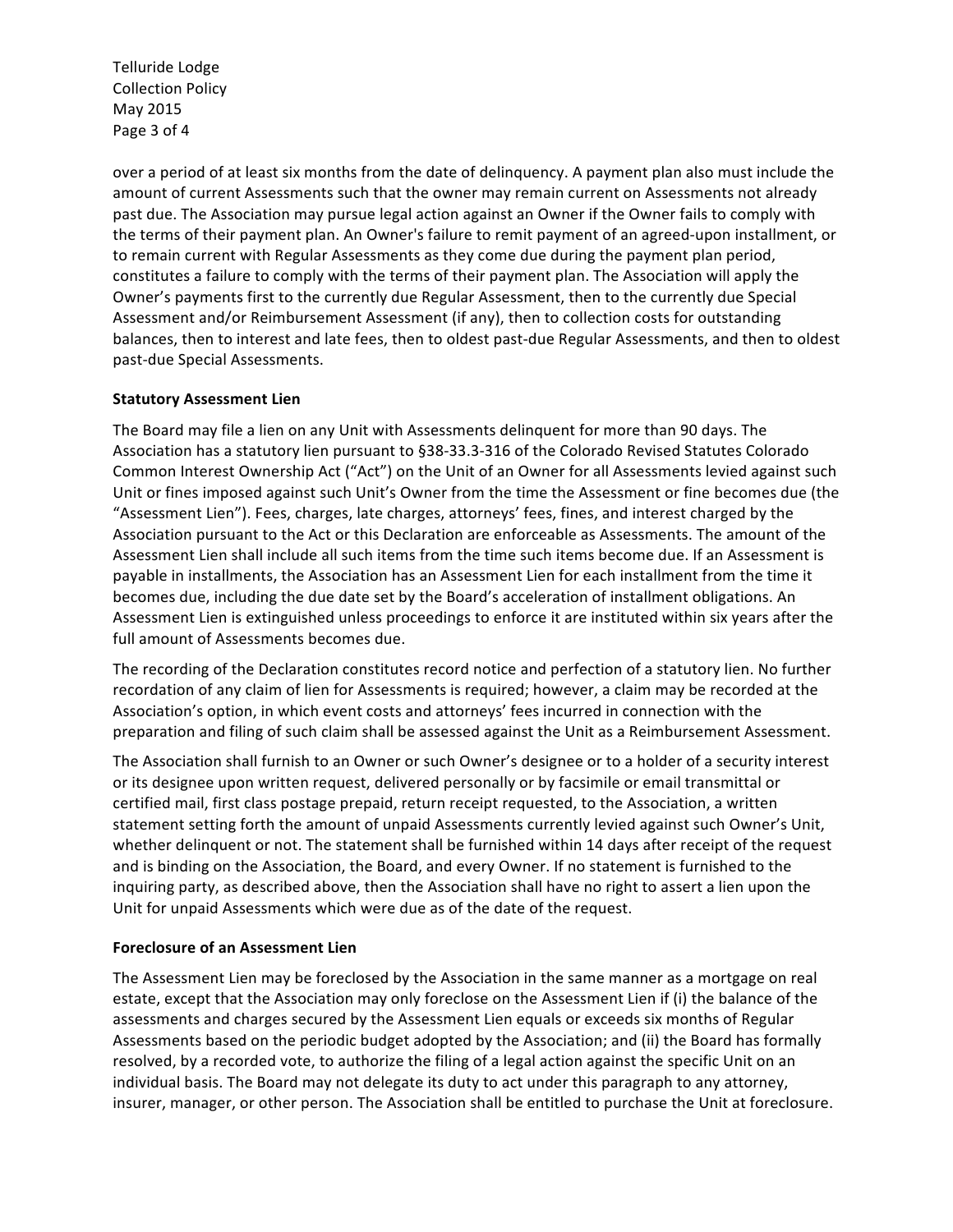over a period of at least six months from the date of delinquency. A payment plan also must include the amount of current Assessments such that the owner may remain current on Assessments not already past due. The Association may pursue legal action against an Owner if the Owner fails to comply with the terms of their payment plan. An Owner's failure to remit payment of an agreed-upon installment, or to remain current with Regular Assessments as they come due during the payment plan period, constitutes a failure to comply with the terms of their payment plan. The Association will apply the Owner's payments first to the currently due Regular Assessment, then to the currently due Special Assessment and/or Reimbursement Assessment (if any), then to collection costs for outstanding balances, then to interest and late fees, then to oldest past-due Regular Assessments, and then to oldest past-due Special Assessments.

**Statutory Assessment Lien**

The Board may file a lien on any Unit with Assessments delinquent for more than 90 days. The Association has a statutory lien pursuant to §38-33.3-316 of the Colorado Revised Statutes Colorado Common Interest Ownership Act ("Act") on the Unit of an Owner for all Assessments levied against such Unit or fines imposed against such Unit's Owner from the time the Assessment or fine becomes due (the "Assessment Lien"). Fees, charges, late charges, attorneys' fees, fines, and interest charged by the Association pursuant to the Act or this Declaration are enforceable as Assessments. The amount of the Assessment Lien shall include all such items from the time such items become due. If an Assessment is payable in installments, the Association has an Assessment Lien for each installment from the time it becomes due, including the due date set by the Board's acceleration of installment obligations. An Assessment Lien is extinguished unless proceedings to enforce it are instituted within six years after the full amount of Assessments becomes due.

The recording of the Declaration constitutes record notice and perfection of a statutory lien. No further recordation of any claim of lien for Assessments is required; however, a claim may be recorded at the Association's option, in which event costs and attorneys' fees incurred in connection with the preparation and filing of such claim shall be assessed against the Unit as a Reimbursement Assessment.

The Association shall furnish to an Owner or such Owner's designee or to a holder of a security interest or its designee upon written request, delivered personally or by facsimile or email transmittal or certified mail, first class postage prepaid, return receipt requested, to the Association, a written statement setting forth the amount of unpaid Assessments currently levied against such Owner's Unit, whether delinquent or not. The statement shall be furnished within 14 days after receipt of the request and is binding on the Association, the Board, and every Owner. If no statement is furnished to the inquiring party, as described above, then the Association shall have no right to assert a lien upon the Unit for unpaid Assessments which were due as of the date of the request.

**Foreclosure of an Assessment Lien**

The Assessment Lien may be foreclosed by the Association in the same manner as a mortgage on real estate, except that the Association may only foreclose on the Assessment Lien if (i) the balance of the assessments and charges secured by the Assessment Lien equals or exceeds six months of Regular Assessments based on the periodic budget adopted by the Association; and (ii) the Board has formally resolved, by a recorded vote, to authorize the filing of a legal action against the specific Unit on an individual basis. The Board may not delegate its duty to act under this paragraph to any attorney, insurer, manager, or other person. The Association shall be entitled to purchase the Unit at foreclosure.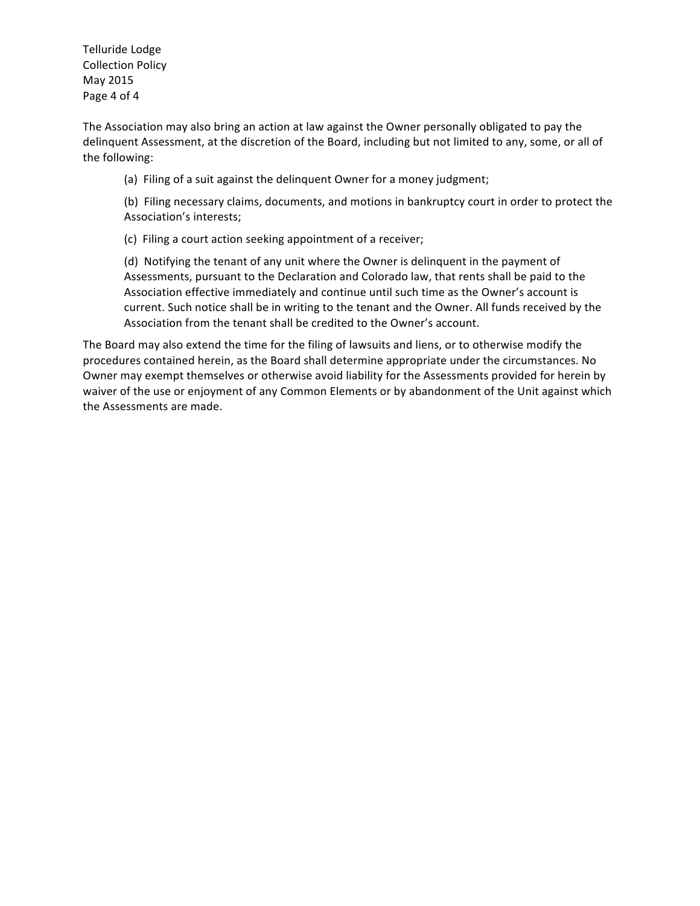The Association may also bring an action at law against the Owner personally obligated to pay the delinquent Assessment, at the discretion of the Board, including but not limited to any, some, or all of the following:

(a) Filing of a suit against the delinquent Owner for a money judgment;

(b) Filing necessary claims, documents, and motions in bankruptcy court in order to protect the Association's interests;

(c) Filing a court action seeking appointment of a receiver;

(d) Notifying the tenant of any unit where the Owner is delinquent in the payment of Assessments, pursuant to the Declaration and Colorado law, that rents shall be paid to the Association effective immediately and continue until such time as the Owner's account is current. Such notice shall be in writing to the tenant and the Owner. All funds received by the Association from the tenant shall be credited to the Owner's account.

The Board may also extend the time for the filing of lawsuits and liens, or to otherwise modify the procedures contained herein, as the Board shall determine appropriate under the circumstances. No Owner may exempt themselves or otherwise avoid liability for the Assessments provided for herein by waiver of the use or enjoyment of any Common Elements or by abandonment of the Unit against which the Assessments are made.